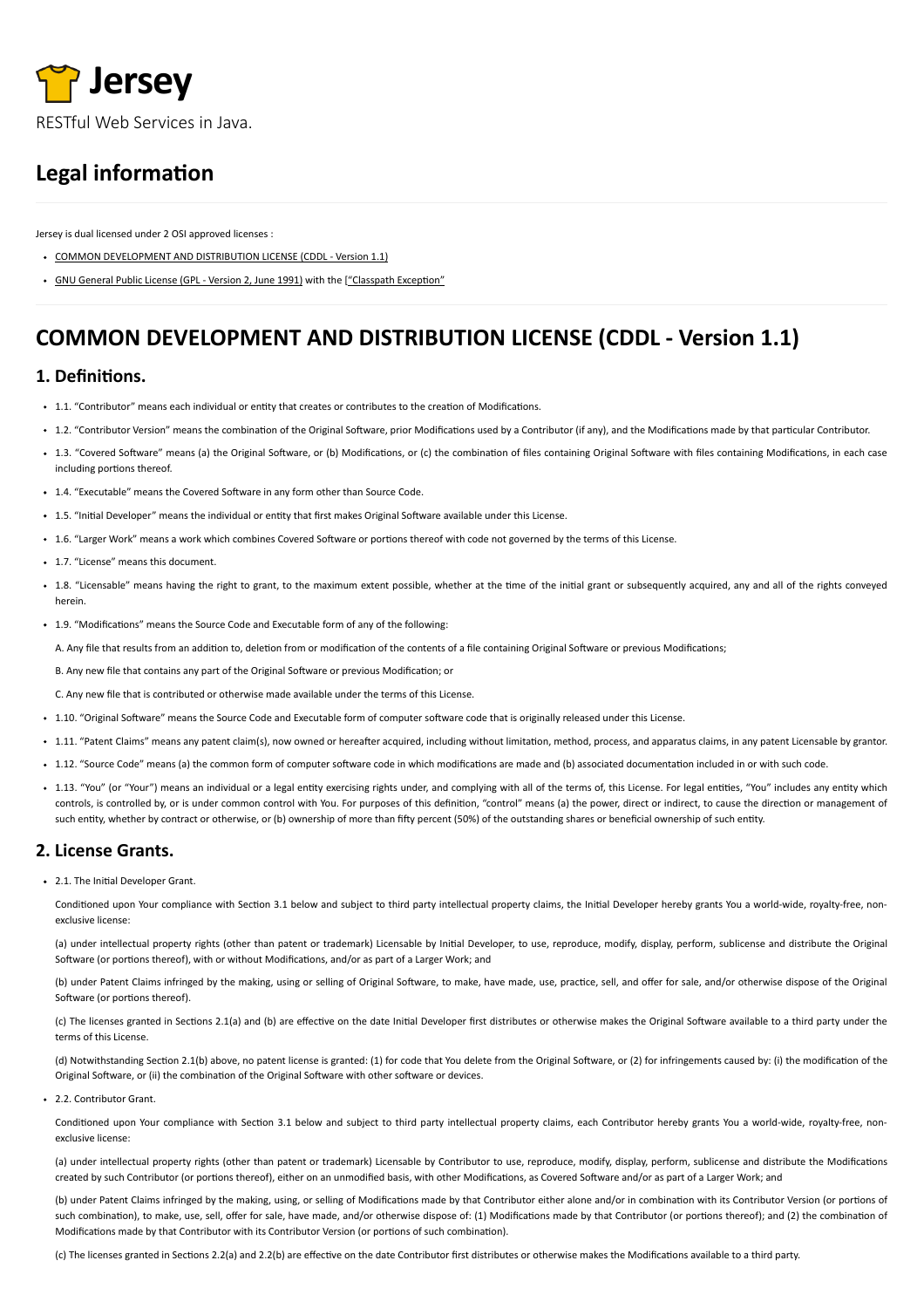# Jersey

RESTful Web Services in Java.

## Legal information

Jersey is dual licensed under 2 OSI approved licenses :

- COMMON DEVELOPMENT AND DISTRIBUTION LICENSE (CDDL - Version 1.1)
- GNU General Public License (GPL - Version 2, June 1991) with the ["Classpath Exception"

## COMMON DEVELOPMENT AND DISTRIBUTION LICENSE (CDDL - Version 1.1)

### 1. Definitions.

- 1.1. "Contributor" means each individual or entity that creates or contributes to the creation of Modifications.
- 1.2. "Contributor Version" means the combination of the Original Software, prior Modifications used by a Contributor (if any), and the Modifications made by that particular Contributor.
- 1.3. "Covered Software" means (a) the Original Software, or (b) Modifications, or (c) the combination of files containing Original Software with files containing Modifications, in each case including portions thereof.
- 1.4. "Executable" means the Covered Software in any form other than Source Code.
- 1.5. "Initial Developer" means the individual or entity that first makes Original Software available under this License.
- 1.6. "Larger Work" means a work which combines Covered Software or portions thereof with code not governed by the terms of this License.
- 1.7. "License" means this document.
- 1.8. "Licensable" means having the right to grant, to the maximum extent possible, whether at the time of the initial grant or subsequently acquired, any and all of the rights conveyed herein.
- 1.9. "Modifications" means the Source Code and Executable form of any of the following:

  A. Any file that results from an addition to, deletion from or modification of the contents of a file containing Original Software or previous Modifications;

  B. Any new file that contains any part of the Original Software or previous Modification; or

  C. Any new file that is contributed or otherwise made available under the terms of this License.
- 1.10. "Original Software" means the Source Code and Executable form of computer software code that is originally released under this License.
- 1.11. "Patent Claims" means any patent claim(s), now owned or hereafter acquired, including without limitation, method, process, and apparatus claims, in any patent Licensable by grantor.
- 1.12. "Source Code" means (a) the common form of computer software code in which modifications are made and (b) associated documentation included in or with such code.
- 1.13. "You" (or "Your") means an individual or a legal entity exercising rights under, and complying with all of the terms of, this License. For legal entities, "You" includes any entity which controls, is controlled by, or is under common control with You. For purposes of this definition, "control" means (a) the power, direct or indirect, to cause the direction or management of such entity, whether by contract or otherwise, or (b) ownership of more than fifty percent (50%) of the outstanding shares or beneficial ownership of such entity.

### 2. License Grants.

- 2.1. The Initial Developer Grant.

  Conditioned upon Your compliance with Section 3.1 below and subject to third party intellectual property claims, the Initial Developer hereby grants You a world-wide, royalty-free, non-exclusive license:

  (a) under intellectual property rights (other than patent or trademark) Licensable by Initial Developer, to use, reproduce, modify, display, perform, sublicense and distribute the Original Software (or portions thereof), with or without Modifications, and/or as part of a Larger Work; and

  (b) under Patent Claims infringed by the making, using or selling of Original Software, to make, have made, use, practice, sell, and offer for sale, and/or otherwise dispose of the Original Software (or portions thereof).

  (c) The licenses granted in Sections 2.1(a) and (b) are effective on the date Initial Developer first distributes or otherwise makes the Original Software available to a third party under the terms of this License.

  (d) Notwithstanding Section 2.1(b) above, no patent license is granted: (1) for code that You delete from the Original Software, or (2) for infringements caused by: (i) the modification of the Original Software, or (ii) the combination of the Original Software with other software or devices.
- 2.2. Contributor Grant.

  Conditioned upon Your compliance with Section 3.1 below and subject to third party intellectual property claims, each Contributor hereby grants You a world-wide, royalty-free, non-exclusive license:

  (a) under intellectual property rights (other than patent or trademark) Licensable by Contributor to use, reproduce, modify, display, perform, sublicense and distribute the Modifications created by such Contributor (or portions thereof), either on an unmodified basis, with other Modifications, as Covered Software and/or as part of a Larger Work; and

  (b) under Patent Claims infringed by the making, using, or selling of Modifications made by that Contributor either alone and/or in combination with its Contributor Version (or portions of such combination), to make, use, sell, offer for sale, have made, and/or otherwise dispose of: (1) Modifications made by that Contributor (or portions thereof); and (2) the combination of Modifications made by that Contributor with its Contributor Version (or portions of such combination).

  (c) The licenses granted in Sections 2.2(a) and 2.2(b) are effective on the date Contributor first distributes or otherwise makes the Modifications available to a third party.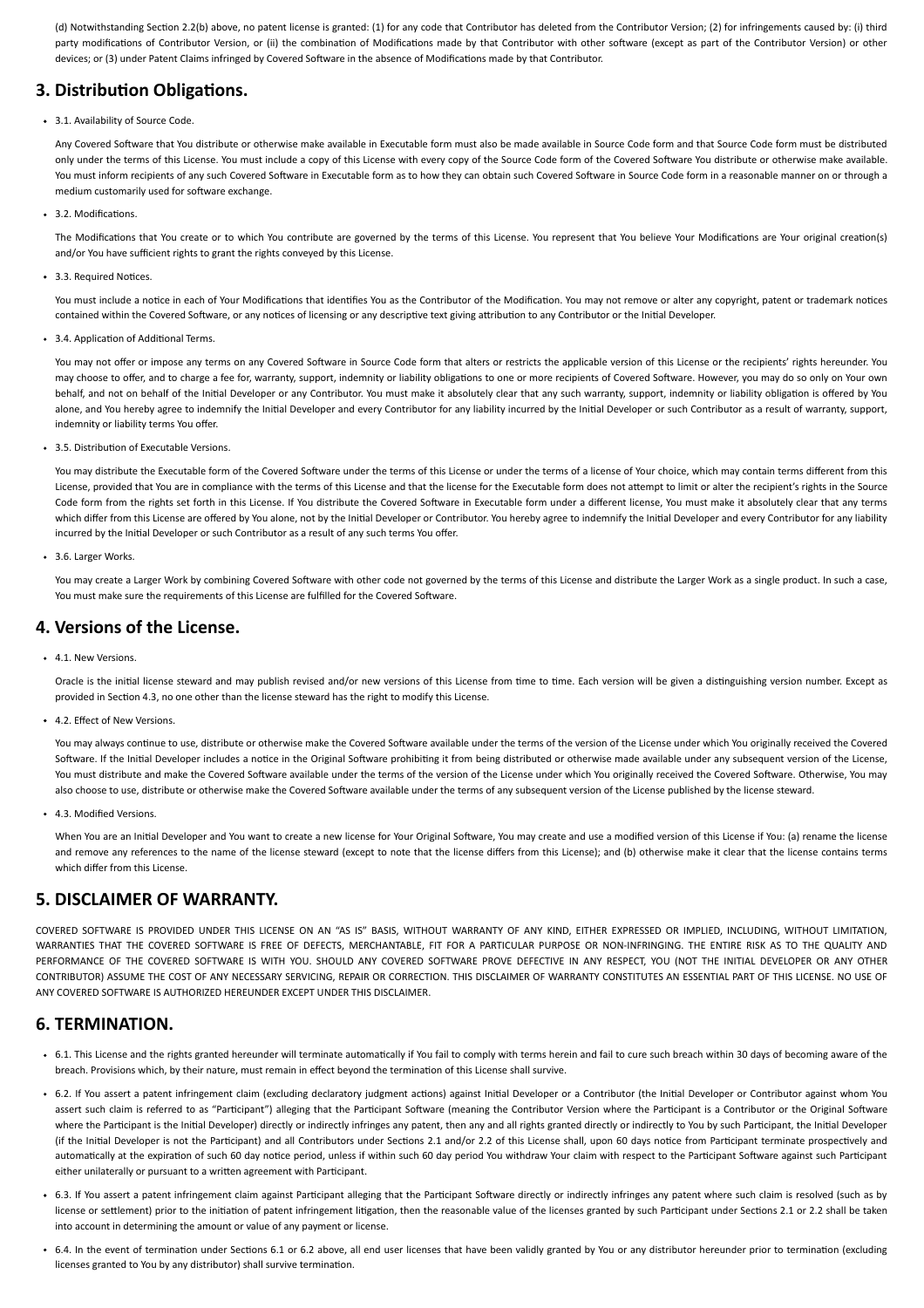(d) Notwithstanding Section 2.2(b) above, no patent license is granted: (1) for any code that Contributor has deleted from the Contributor Version; (2) for infringements caused by: (i) third party modifications of Contributor Version, or (ii) the combination of Modifications made by that Contributor with other software (except as part of the Contributor Version) or other devices; or (3) under Patent Claims infringed by Covered Software in the absence of Modifications made by that Contributor.

## 3. Distribution Obligations.

- 3.1. Availability of Source Code.

  Any Covered Software that You distribute or otherwise make available in Executable form must also be made available in Source Code form and that Source Code form must be distributed only under the terms of this License. You must include a copy of this License with every copy of the Source Code form of the Covered Software You distribute or otherwise make available. You must inform recipients of any such Covered Software in Executable form as to how they can obtain such Covered Software in Source Code form in a reasonable manner on or through a medium customarily used for software exchange.

- 3.2. Modifications.

  The Modifications that You create or to which You contribute are governed by the terms of this License. You represent that You believe Your Modifications are Your original creation(s) and/or You have sufficient rights to grant the rights conveyed by this License.

- 3.3. Required Notices.

  You must include a notice in each of Your Modifications that identifies You as the Contributor of the Modification. You may not remove or alter any copyright, patent or trademark notices contained within the Covered Software, or any notices of licensing or any descriptive text giving attribution to any Contributor or the Initial Developer.

- 3.4. Application of Additional Terms.

  You may not offer or impose any terms on any Covered Software in Source Code form that alters or restricts the applicable version of this License or the recipients' rights hereunder. You may choose to offer, and to charge a fee for, warranty, support, indemnity or liability obligations to one or more recipients of Covered Software. However, you may do so only on Your own behalf, and not on behalf of the Initial Developer or any Contributor. You must make it absolutely clear that any such warranty, support, indemnity or liability obligation is offered by You alone, and You hereby agree to indemnify the Initial Developer and every Contributor for any liability incurred by the Initial Developer or such Contributor as a result of warranty, support, indemnity or liability terms You offer.

- 3.5. Distribution of Executable Versions.

  You may distribute the Executable form of the Covered Software under the terms of this License or under the terms of a license of Your choice, which may contain terms different from this License, provided that You are in compliance with the terms of this License and that the license for the Executable form does not attempt to limit or alter the recipient's rights in the Source Code form from the rights set forth in this License. If You distribute the Covered Software in Executable form under a different license, You must make it absolutely clear that any terms which differ from this License are offered by You alone, not by the Initial Developer or Contributor. You hereby agree to indemnify the Initial Developer and every Contributor for any liability incurred by the Initial Developer or such Contributor as a result of any such terms You offer.

- 3.6. Larger Works.

  You may create a Larger Work by combining Covered Software with other code not governed by the terms of this License and distribute the Larger Work as a single product. In such a case, You must make sure the requirements of this License are fulfilled for the Covered Software.

## 4. Versions of the License.

- 4.1. New Versions.

  Oracle is the initial license steward and may publish revised and/or new versions of this License from time to time. Each version will be given a distinguishing version number. Except as provided in Section 4.3, no one other than the license steward has the right to modify this License.

- 4.2. Effect of New Versions.

  You may always continue to use, distribute or otherwise make the Covered Software available under the terms of the version of the License under which You originally received the Covered Software. If the Initial Developer includes a notice in the Original Software prohibiting it from being distributed or otherwise made available under any subsequent version of the License, You must distribute and make the Covered Software available under the terms of the version of the License under which You originally received the Covered Software. Otherwise, You may also choose to use, distribute or otherwise make the Covered Software available under the terms of any subsequent version of the License published by the license steward.

- 4.3. Modified Versions.

  When You are an Initial Developer and You want to create a new license for Your Original Software, You may create and use a modified version of this License if You: (a) rename the license and remove any references to the name of the license steward (except to note that the license differs from this License); and (b) otherwise make it clear that the license contains terms which differ from this License.

## 5. DISCLAIMER OF WARRANTY.

COVERED SOFTWARE IS PROVIDED UNDER THIS LICENSE ON AN "AS IS" BASIS, WITHOUT WARRANTY OF ANY KIND, EITHER EXPRESSED OR IMPLIED, INCLUDING, WITHOUT LIMITATION, WARRANTIES THAT THE COVERED SOFTWARE IS FREE OF DEFECTS, MERCHANTABLE, FIT FOR A PARTICULAR PURPOSE OR NON-INFRINGING. THE ENTIRE RISK AS TO THE QUALITY AND PERFORMANCE OF THE COVERED SOFTWARE IS WITH YOU. SHOULD ANY COVERED SOFTWARE PROVE DEFECTIVE IN ANY RESPECT, YOU (NOT THE INITIAL DEVELOPER OR ANY OTHER CONTRIBUTOR) ASSUME THE COST OF ANY NECESSARY SERVICING, REPAIR OR CORRECTION. THIS DISCLAIMER OF WARRANTY CONSTITUTES AN ESSENTIAL PART OF THIS LICENSE. NO USE OF ANY COVERED SOFTWARE IS AUTHORIZED HEREUNDER EXCEPT UNDER THIS DISCLAIMER.

## 6. TERMINATION.

- 6.1. This License and the rights granted hereunder will terminate automatically if You fail to comply with terms herein and fail to cure such breach within 30 days of becoming aware of the breach. Provisions which, by their nature, must remain in effect beyond the termination of this License shall survive.

- 6.2. If You assert a patent infringement claim (excluding declaratory judgment actions) against Initial Developer or a Contributor (the Initial Developer or Contributor against whom You assert such claim is referred to as "Participant") alleging that the Participant Software (meaning the Contributor Version where the Participant is a Contributor or the Original Software where the Participant is the Initial Developer) directly or indirectly infringes any patent, then any and all rights granted directly or indirectly to You by such Participant, the Initial Developer (if the Initial Developer is not the Participant) and all Contributors under Sections 2.1 and/or 2.2 of this License shall, upon 60 days notice from Participant terminate prospectively and automatically at the expiration of such 60 day notice period, unless if within such 60 day period You withdraw Your claim with respect to the Participant Software against such Participant either unilaterally or pursuant to a written agreement with Participant.

- 6.3. If You assert a patent infringement claim against Participant alleging that the Participant Software directly or indirectly infringes any patent where such claim is resolved (such as by license or settlement) prior to the initiation of patent infringement litigation, then the reasonable value of the licenses granted by such Participant under Sections 2.1 or 2.2 shall be taken into account in determining the amount or value of any payment or license.

- 6.4. In the event of termination under Sections 6.1 or 6.2 above, all end user licenses that have been validly granted by You or any distributor hereunder prior to termination (excluding licenses granted to You by any distributor) shall survive termination.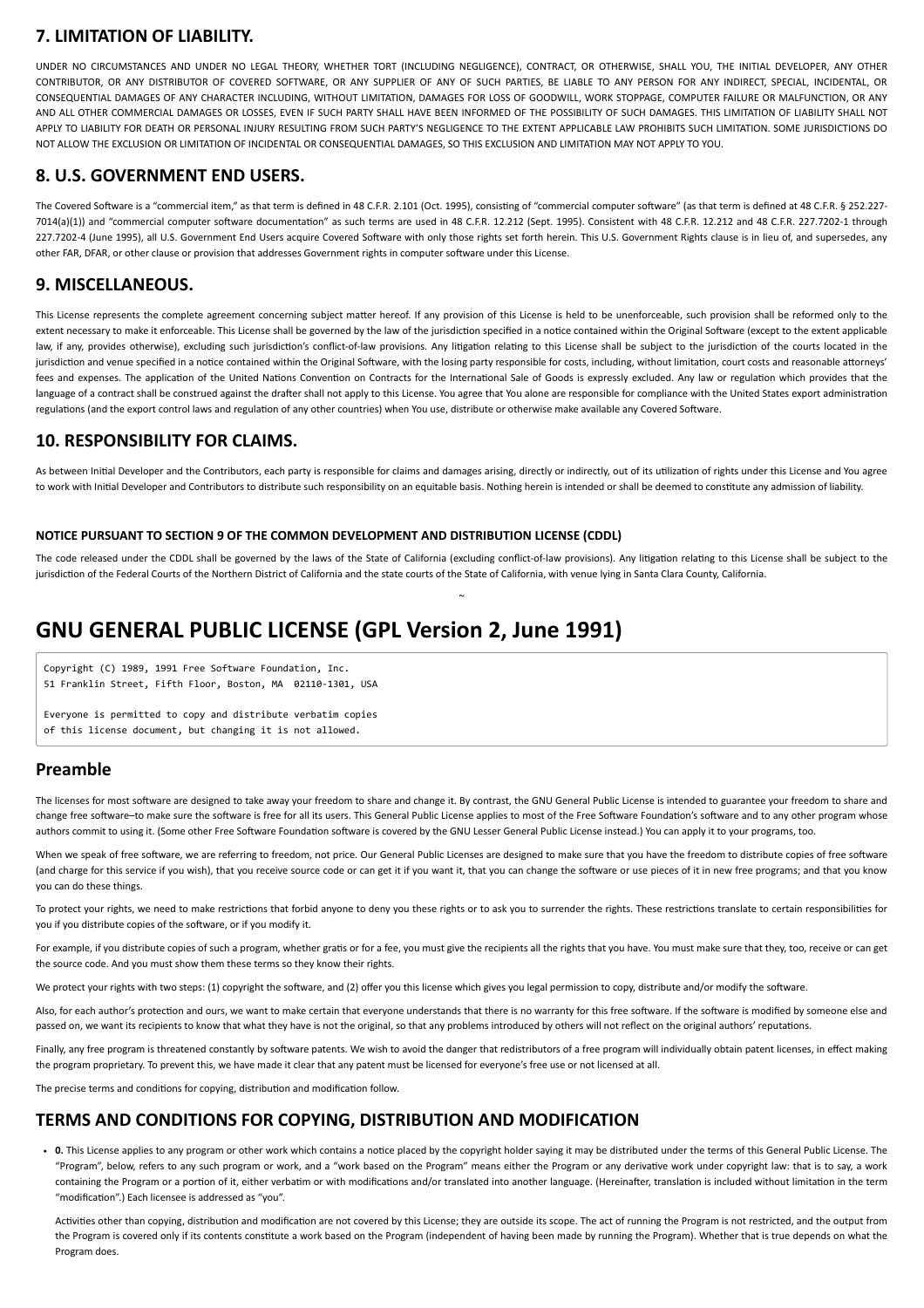## 7. LIMITATION OF LIABILITY.

UNDER NO CIRCUMSTANCES AND UNDER NO LEGAL THEORY, WHETHER TORT (INCLUDING NEGLIGENCE), CONTRACT, OR OTHERWISE, SHALL YOU, THE INITIAL DEVELOPER, ANY OTHER CONTRIBUTOR, OR ANY DISTRIBUTOR OF COVERED SOFTWARE, OR ANY SUPPLIER OF ANY OF SUCH PARTIES, BE LIABLE TO ANY PERSON FOR ANY INDIRECT, SPECIAL, INCIDENTAL, OR CONSEQUENTIAL DAMAGES OF ANY CHARACTER INCLUDING, WITHOUT LIMITATION, DAMAGES FOR LOSS OF GOODWILL, WORK STOPPAGE, COMPUTER FAILURE OR MALFUNCTION, OR ANY AND ALL OTHER COMMERCIAL DAMAGES OR LOSSES, EVEN IF SUCH PARTY SHALL HAVE BEEN INFORMED OF THE POSSIBILITY OF SUCH DAMAGES. THIS LIMITATION OF LIABILITY SHALL NOT APPLY TO LIABILITY FOR DEATH OR PERSONAL INJURY RESULTING FROM SUCH PARTY'S NEGLIGENCE TO THE EXTENT APPLICABLE LAW PROHIBITS SUCH LIMITATION. SOME JURISDICTIONS DO NOT ALLOW THE EXCLUSION OR LIMITATION OF INCIDENTAL OR CONSEQUENTIAL DAMAGES, SO THIS EXCLUSION AND LIMITATION MAY NOT APPLY TO YOU.

## 8. U.S. GOVERNMENT END USERS.

The Covered Software is a "commercial item," as that term is defined in 48 C.F.R. 2.101 (Oct. 1995), consisting of "commercial computer software" (as that term is defined at 48 C.F.R. § 252.227-7014(a)(1)) and "commercial computer software documentation" as such terms are used in 48 C.F.R. 12.212 (Sept. 1995). Consistent with 48 C.F.R. 12.212 and 48 C.F.R. 227.7202-1 through 227.7202-4 (June 1995), all U.S. Government End Users acquire Covered Software with only those rights set forth herein. This U.S. Government Rights clause is in lieu of, and supersedes, any other FAR, DFAR, or other clause or provision that addresses Government rights in computer software under this License.

## 9. MISCELLANEOUS.

This License represents the complete agreement concerning subject matter hereof. If any provision of this License is held to be unenforceable, such provision shall be reformed only to the extent necessary to make it enforceable. This License shall be governed by the law of the jurisdiction specified in a notice contained within the Original Software (except to the extent applicable law, if any, provides otherwise), excluding such jurisdiction's conflict-of-law provisions. Any litigation relating to this License shall be subject to the jurisdiction of the courts located in the jurisdiction and venue specified in a notice contained within the Original Software, with the losing party responsible for costs, including, without limitation, court costs and reasonable attorneys' fees and expenses. The application of the United Nations Convention on Contracts for the International Sale of Goods is expressly excluded. Any law or regulation which provides that the language of a contract shall be construed against the drafter shall not apply to this License. You agree that You alone are responsible for compliance with the United States export administration regulations (and the export control laws and regulation of any other countries) when You use, distribute or otherwise make available any Covered Software.

## 10. RESPONSIBILITY FOR CLAIMS.

As between Initial Developer and the Contributors, each party is responsible for claims and damages arising, directly or indirectly, out of its utilization of rights under this License and You agree to work with Initial Developer and Contributors to distribute such responsibility on an equitable basis. Nothing herein is intended or shall be deemed to constitute any admission of liability.

#### NOTICE PURSUANT TO SECTION 9 OF THE COMMON DEVELOPMENT AND DISTRIBUTION LICENSE (CDDL)

The code released under the CDDL shall be governed by the laws of the State of California (excluding conflict-of-law provisions). Any litigation relating to this License shall be subject to the jurisdiction of the Federal Courts of the Northern District of California and the state courts of the State of California, with venue lying in Santa Clara County, California.

~

# GNU GENERAL PUBLIC LICENSE (GPL Version 2, June 1991)

```
Copyright (C) 1989, 1991 Free Software Foundation, Inc.
51 Franklin Street, Fifth Floor, Boston, MA  02110-1301, USA

Everyone is permitted to copy and distribute verbatim copies
of this license document, but changing it is not allowed.
```

## Preamble

The licenses for most software are designed to take away your freedom to share and change it. By contrast, the GNU General Public License is intended to guarantee your freedom to share and change free software–to make sure the software is free for all its users. This General Public License applies to most of the Free Software Foundation's software and to any other program whose authors commit to using it. (Some other Free Software Foundation software is covered by the GNU Lesser General Public License instead.) You can apply it to your programs, too.

When we speak of free software, we are referring to freedom, not price. Our General Public Licenses are designed to make sure that you have the freedom to distribute copies of free software (and charge for this service if you wish), that you receive source code or can get it if you want it, that you can change the software or use pieces of it in new free programs; and that you know you can do these things.

To protect your rights, we need to make restrictions that forbid anyone to deny you these rights or to ask you to surrender the rights. These restrictions translate to certain responsibilities for you if you distribute copies of the software, or if you modify it.

For example, if you distribute copies of such a program, whether gratis or for a fee, you must give the recipients all the rights that you have. You must make sure that they, too, receive or can get the source code. And you must show them these terms so they know their rights.

We protect your rights with two steps: (1) copyright the software, and (2) offer you this license which gives you legal permission to copy, distribute and/or modify the software.

Also, for each author's protection and ours, we want to make certain that everyone understands that there is no warranty for this free software. If the software is modified by someone else and passed on, we want its recipients to know that what they have is not the original, so that any problems introduced by others will not reflect on the original authors' reputations.

Finally, any free program is threatened constantly by software patents. We wish to avoid the danger that redistributors of a free program will individually obtain patent licenses, in effect making the program proprietary. To prevent this, we have made it clear that any patent must be licensed for everyone's free use or not licensed at all.

The precise terms and conditions for copying, distribution and modification follow.

## TERMS AND CONDITIONS FOR COPYING, DISTRIBUTION AND MODIFICATION

- **0.** This License applies to any program or other work which contains a notice placed by the copyright holder saying it may be distributed under the terms of this General Public License. The "Program", below, refers to any such program or work, and a "work based on the Program" means either the Program or any derivative work under copyright law: that is to say, a work containing the Program or a portion of it, either verbatim or with modifications and/or translated into another language. (Hereinafter, translation is included without limitation in the term "modification".) Each licensee is addressed as "you".

  Activities other than copying, distribution and modification are not covered by this License; they are outside its scope. The act of running the Program is not restricted, and the output from the Program is covered only if its contents constitute a work based on the Program (independent of having been made by running the Program). Whether that is true depends on what the Program does.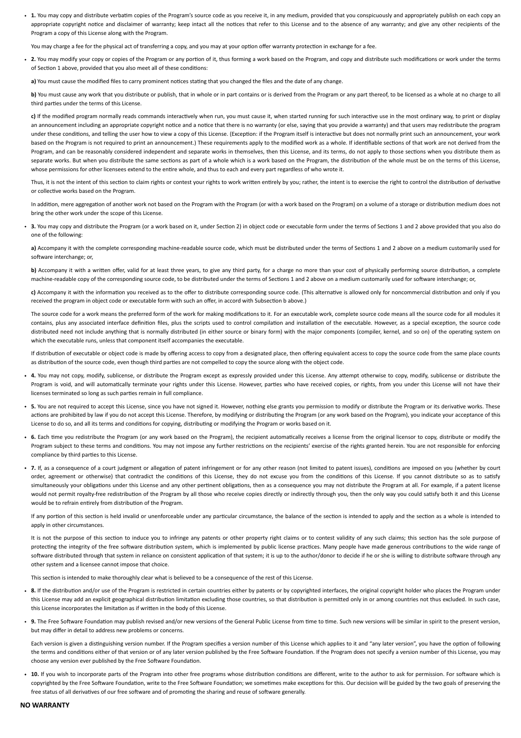- **1.** You may copy and distribute verbatim copies of the Program's source code as you receive it, in any medium, provided that you conspicuously and appropriately publish on each copy an appropriate copyright notice and disclaimer of warranty; keep intact all the notices that refer to this License and to the absence of any warranty; and give any other recipients of the Program a copy of this License along with the Program.

  You may charge a fee for the physical act of transferring a copy, and you may at your option offer warranty protection in exchange for a fee.

- **2.** You may modify your copy or copies of the Program or any portion of it, thus forming a work based on the Program, and copy and distribute such modifications or work under the terms of Section 1 above, provided that you also meet all of these conditions:

  **a)** You must cause the modified files to carry prominent notices stating that you changed the files and the date of any change.

  **b)** You must cause any work that you distribute or publish, that in whole or in part contains or is derived from the Program or any part thereof, to be licensed as a whole at no charge to all third parties under the terms of this License.

  **c)** If the modified program normally reads commands interactively when run, you must cause it, when started running for such interactive use in the most ordinary way, to print or display an announcement including an appropriate copyright notice and a notice that there is no warranty (or else, saying that you provide a warranty) and that users may redistribute the program under these conditions, and telling the user how to view a copy of this License. (Exception: if the Program itself is interactive but does not normally print such an announcement, your work based on the Program is not required to print an announcement.) These requirements apply to the modified work as a whole. If identifiable sections of that work are not derived from the Program, and can be reasonably considered independent and separate works in themselves, then this License, and its terms, do not apply to those sections when you distribute them as separate works. But when you distribute the same sections as part of a whole which is a work based on the Program, the distribution of the whole must be on the terms of this License, whose permissions for other licensees extend to the entire whole, and thus to each and every part regardless of who wrote it.

  Thus, it is not the intent of this section to claim rights or contest your rights to work written entirely by you; rather, the intent is to exercise the right to control the distribution of derivative or collective works based on the Program.

  In addition, mere aggregation of another work not based on the Program with the Program (or with a work based on the Program) on a volume of a storage or distribution medium does not bring the other work under the scope of this License.

- **3.** You may copy and distribute the Program (or a work based on it, under Section 2) in object code or executable form under the terms of Sections 1 and 2 above provided that you also do one of the following:

  **a)** Accompany it with the complete corresponding machine-readable source code, which must be distributed under the terms of Sections 1 and 2 above on a medium customarily used for software interchange; or,

  **b)** Accompany it with a written offer, valid for at least three years, to give any third party, for a charge no more than your cost of physically performing source distribution, a complete machine-readable copy of the corresponding source code, to be distributed under the terms of Sections 1 and 2 above on a medium customarily used for software interchange; or,

  **c)** Accompany it with the information you received as to the offer to distribute corresponding source code. (This alternative is allowed only for noncommercial distribution and only if you received the program in object code or executable form with such an offer, in accord with Subsection b above.)

  The source code for a work means the preferred form of the work for making modifications to it. For an executable work, complete source code means all the source code for all modules it contains, plus any associated interface definition files, plus the scripts used to control compilation and installation of the executable. However, as a special exception, the source code distributed need not include anything that is normally distributed (in either source or binary form) with the major components (compiler, kernel, and so on) of the operating system on which the executable runs, unless that component itself accompanies the executable.

  If distribution of executable or object code is made by offering access to copy from a designated place, then offering equivalent access to copy the source code from the same place counts as distribution of the source code, even though third parties are not compelled to copy the source along with the object code.

- **4.** You may not copy, modify, sublicense, or distribute the Program except as expressly provided under this License. Any attempt otherwise to copy, modify, sublicense or distribute the Program is void, and will automatically terminate your rights under this License. However, parties who have received copies, or rights, from you under this License will not have their licenses terminated so long as such parties remain in full compliance.

- **5.** You are not required to accept this License, since you have not signed it. However, nothing else grants you permission to modify or distribute the Program or its derivative works. These actions are prohibited by law if you do not accept this License. Therefore, by modifying or distributing the Program (or any work based on the Program), you indicate your acceptance of this License to do so, and all its terms and conditions for copying, distributing or modifying the Program or works based on it.

- **6.** Each time you redistribute the Program (or any work based on the Program), the recipient automatically receives a license from the original licensor to copy, distribute or modify the Program subject to these terms and conditions. You may not impose any further restrictions on the recipients' exercise of the rights granted herein. You are not responsible for enforcing compliance by third parties to this License.

- **7.** If, as a consequence of a court judgment or allegation of patent infringement or for any other reason (not limited to patent issues), conditions are imposed on you (whether by court order, agreement or otherwise) that contradict the conditions of this License, they do not excuse you from the conditions of this License. If you cannot distribute so as to satisfy simultaneously your obligations under this License and any other pertinent obligations, then as a consequence you may not distribute the Program at all. For example, if a patent license would not permit royalty-free redistribution of the Program by all those who receive copies directly or indirectly through you, then the only way you could satisfy both it and this License would be to refrain entirely from distribution of the Program.

  If any portion of this section is held invalid or unenforceable under any particular circumstance, the balance of the section is intended to apply and the section as a whole is intended to apply in other circumstances.

  It is not the purpose of this section to induce you to infringe any patents or other property right claims or to contest validity of any such claims; this section has the sole purpose of protecting the integrity of the free software distribution system, which is implemented by public license practices. Many people have made generous contributions to the wide range of software distributed through that system in reliance on consistent application of that system; it is up to the author/donor to decide if he or she is willing to distribute software through any other system and a licensee cannot impose that choice.

  This section is intended to make thoroughly clear what is believed to be a consequence of the rest of this License.

- **8.** If the distribution and/or use of the Program is restricted in certain countries either by patents or by copyrighted interfaces, the original copyright holder who places the Program under this License may add an explicit geographical distribution limitation excluding those countries, so that distribution is permitted only in or among countries not thus excluded. In such case, this License incorporates the limitation as if written in the body of this License.

- **9.** The Free Software Foundation may publish revised and/or new versions of the General Public License from time to time. Such new versions will be similar in spirit to the present version, but may differ in detail to address new problems or concerns.

  Each version is given a distinguishing version number. If the Program specifies a version number of this License which applies to it and "any later version", you have the option of following the terms and conditions either of that version or of any later version published by the Free Software Foundation. If the Program does not specify a version number of this License, you may choose any version ever published by the Free Software Foundation.

- **10.** If you wish to incorporate parts of the Program into other free programs whose distribution conditions are different, write to the author to ask for permission. For software which is copyrighted by the Free Software Foundation, write to the Free Software Foundation; we sometimes make exceptions for this. Our decision will be guided by the two goals of preserving the free status of all derivatives of our free software and of promoting the sharing and reuse of software generally.

**NO WARRANTY**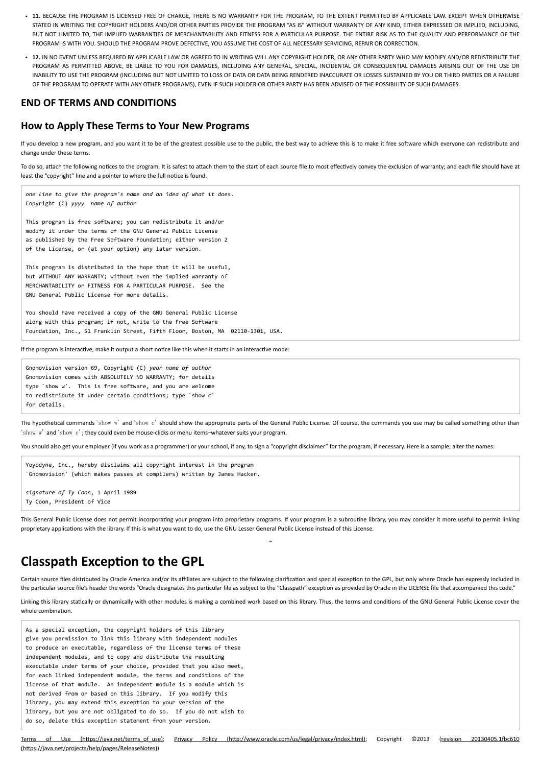- **11.** BECAUSE THE PROGRAM IS LICENSED FREE OF CHARGE, THERE IS NO WARRANTY FOR THE PROGRAM, TO THE EXTENT PERMITTED BY APPLICABLE LAW. EXCEPT WHEN OTHERWISE STATED IN WRITING THE COPYRIGHT HOLDERS AND/OR OTHER PARTIES PROVIDE THE PROGRAM "AS IS" WITHOUT WARRANTY OF ANY KIND, EITHER EXPRESSED OR IMPLIED, INCLUDING, BUT NOT LIMITED TO, THE IMPLIED WARRANTIES OF MERCHANTABILITY AND FITNESS FOR A PARTICULAR PURPOSE. THE ENTIRE RISK AS TO THE QUALITY AND PERFORMANCE OF THE PROGRAM IS WITH YOU. SHOULD THE PROGRAM PROVE DEFECTIVE, YOU ASSUME THE COST OF ALL NECESSARY SERVICING, REPAIR OR CORRECTION.
- **12.** IN NO EVENT UNLESS REQUIRED BY APPLICABLE LAW OR AGREED TO IN WRITING WILL ANY COPYRIGHT HOLDER, OR ANY OTHER PARTY WHO MAY MODIFY AND/OR REDISTRIBUTE THE PROGRAM AS PERMITTED ABOVE, BE LIABLE TO YOU FOR DAMAGES, INCLUDING ANY GENERAL, SPECIAL, INCIDENTAL OR CONSEQUENTIAL DAMAGES ARISING OUT OF THE USE OR INABILITY TO USE THE PROGRAM (INCLUDING BUT NOT LIMITED TO LOSS OF DATA OR DATA BEING RENDERED INACCURATE OR LOSSES SUSTAINED BY YOU OR THIRD PARTIES OR A FAILURE OF THE PROGRAM TO OPERATE WITH ANY OTHER PROGRAMS), EVEN IF SUCH HOLDER OR OTHER PARTY HAS BEEN ADVISED OF THE POSSIBILITY OF SUCH DAMAGES.

### END OF TERMS AND CONDITIONS

### How to Apply These Terms to Your New Programs

If you develop a new program, and you want it to be of the greatest possible use to the public, the best way to achieve this is to make it free software which everyone can redistribute and change under these terms.

To do so, attach the following notices to the program. It is safest to attach them to the start of each source file to most effectively convey the exclusion of warranty; and each file should have at least the "copyright" line and a pointer to where the full notice is found.

```
one line to give the program's name and an idea of what it does.
Copyright (C) yyyy  name of author

This program is free software; you can redistribute it and/or
modify it under the terms of the GNU General Public License
as published by the Free Software Foundation; either version 2
of the License, or (at your option) any later version.

This program is distributed in the hope that it will be useful,
but WITHOUT ANY WARRANTY; without even the implied warranty of
MERCHANTABILITY or FITNESS FOR A PARTICULAR PURPOSE.  See the
GNU General Public License for more details.

You should have received a copy of the GNU General Public License
along with this program; if not, write to the Free Software
Foundation, Inc., 51 Franklin Street, Fifth Floor, Boston, MA  02110-1301, USA.
```

If the program is interactive, make it output a short notice like this when it starts in an interactive mode:

```
Gnomovision version 69, Copyright (C) year name of author
Gnomovision comes with ABSOLUTELY NO WARRANTY; for details
type `show w'.  This is free software, and you are welcome
to redistribute it under certain conditions; type `show c'
for details.
```

The hypothetical commands `show w' and `show c' should show the appropriate parts of the General Public License. Of course, the commands you use may be called something other than `show w' and `show c'; they could even be mouse-clicks or menu items–whatever suits your program.

You should also get your employer (if you work as a programmer) or your school, if any, to sign a "copyright disclaimer" for the program, if necessary. Here is a sample; alter the names:

```
Yoyodyne, Inc., hereby disclaims all copyright interest in the program
`Gnomovision' (which makes passes at compilers) written by James Hacker.

signature of Ty Coon, 1 April 1989
Ty Coon, President of Vice
```

This General Public License does not permit incorporating your program into proprietary programs. If your program is a subroutine library, you may consider it more useful to permit linking proprietary applications with the library. If this is what you want to do, use the GNU Lesser General Public License instead of this License.

~

## Classpath Exception to the GPL

Certain source files distributed by Oracle America and/or its affiliates are subject to the following clarification and special exception to the GPL, but only where Oracle has expressly included in the particular source file's header the words "Oracle designates this particular file as subject to the "Classpath" exception as provided by Oracle in the LICENSE file that accompanied this code."

Linking this library statically or dynamically with other modules is making a combined work based on this library. Thus, the terms and conditions of the GNU General Public License cover the whole combination.

```
As a special exception, the copyright holders of this library
give you permission to link this library with independent modules
to produce an executable, regardless of the license terms of these
independent modules, and to copy and distribute the resulting
executable under terms of your choice, provided that you also meet,
for each linked independent module, the terms and conditions of the
license of that module.  An independent module is a module which is
not derived from or based on this library.  If you modify this
library, you may extend this exception to your version of the
library, but you are not obligated to do so.  If you do not wish to
do so, delete this exception statement from your version.
```

Terms of Use (https://java.net/terms_of_use); Privacy Policy (http://www.oracle.com/us/legal/privacy/index.html); Copyright ©2013 (revision 20130405.1fbc610 (https://java.net/projects/help/pages/ReleaseNotes))